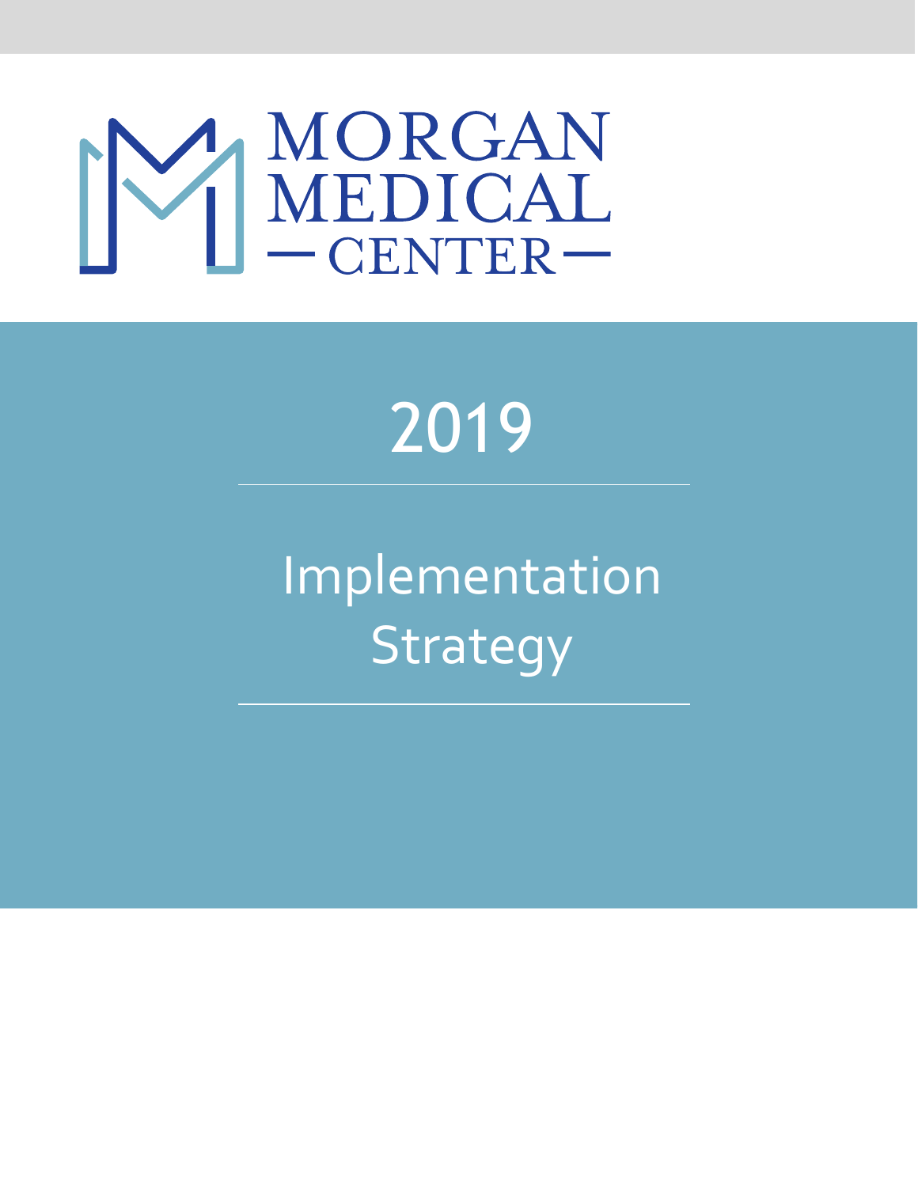# MORGAN MEDICAL — CENTER —

# 2019

## Implementation Strategy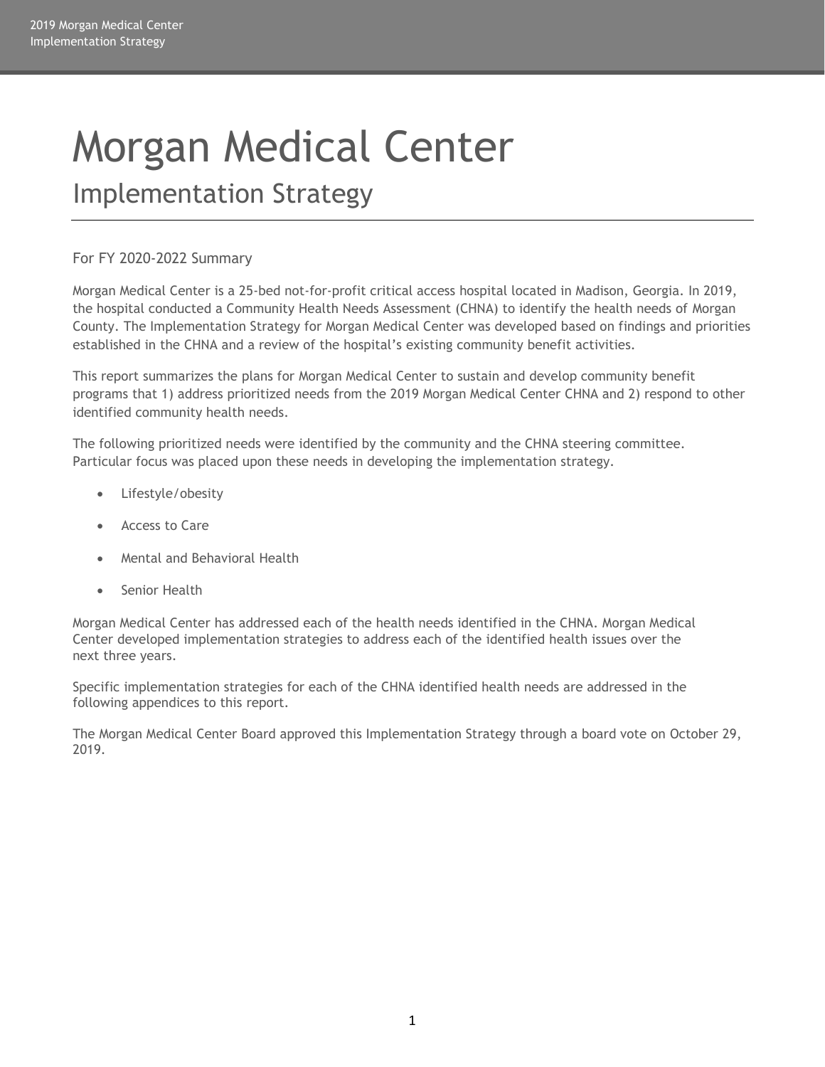# Morgan Medical Center

## Implementation Strategy

For FY 2020-2022 Summary

Morgan Medical Center is a 25-bed not-for-profit critical access hospital located in Madison, Georgia. In 2019, the hospital conducted a Community Health Needs Assessment (CHNA) to identify the health needs of Morgan County. The Implementation Strategy for Morgan Medical Center was developed based on findings and priorities established in the CHNA and a review of the hospital's existing community benefit activities.

This report summarizes the plans for Morgan Medical Center to sustain and develop community benefit programs that 1) address prioritized needs from the 2019 Morgan Medical Center CHNA and 2) respond to other identified community health needs.

The following prioritized needs were identified by the community and the CHNA steering committee. Particular focus was placed upon these needs in developing the implementation strategy.

- Lifestyle/obesity
- Access to Care
- Mental and Behavioral Health
- Senior Health

Morgan Medical Center has addressed each of the health needs identified in the CHNA. Morgan Medical Center developed implementation strategies to address each of the identified health issues over the next three years.

Specific implementation strategies for each of the CHNA identified health needs are addressed in the following appendices to this report.

The Morgan Medical Center Board approved this Implementation Strategy through a board vote on October 29, 2019.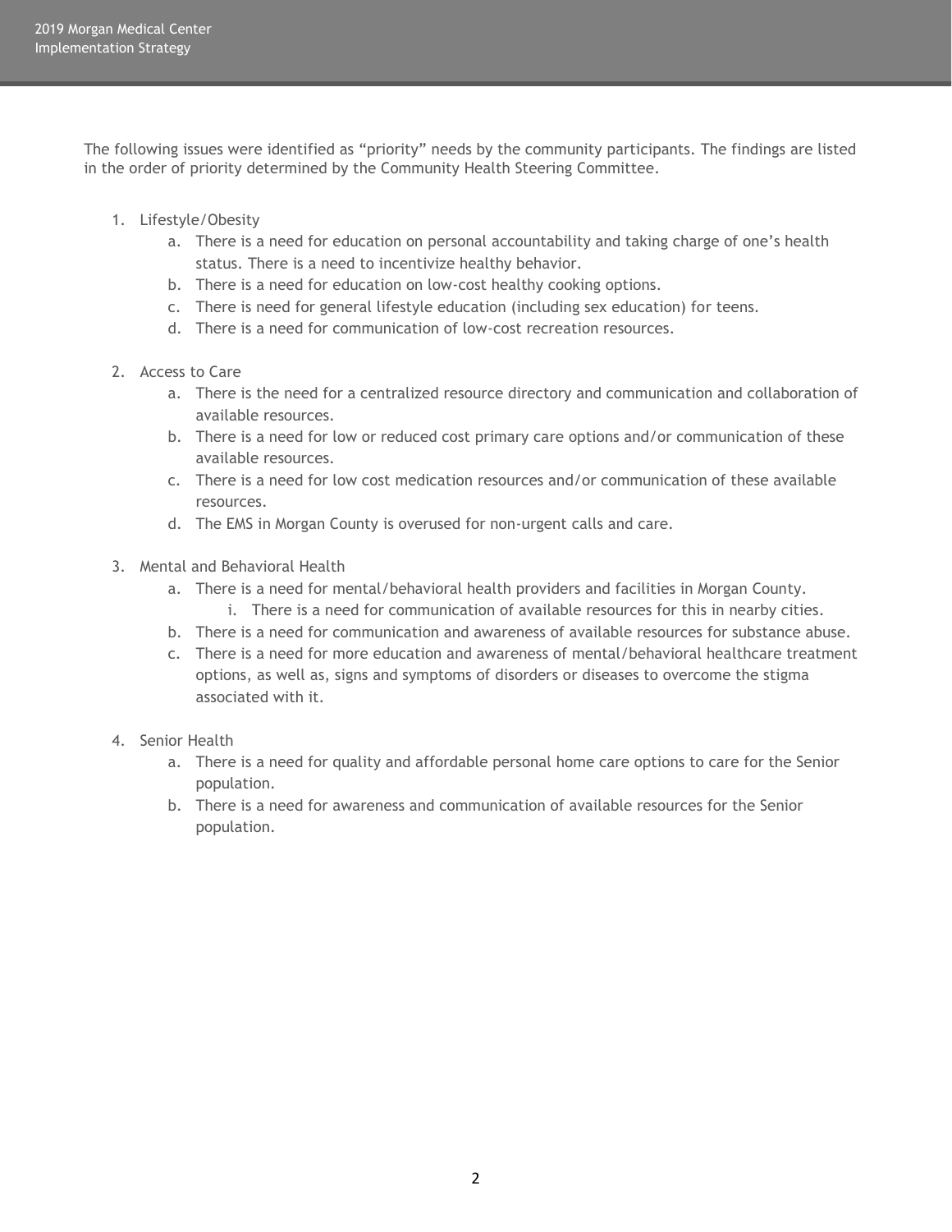The following issues were identified as "priority" needs by the community participants. The findings are listed in the order of priority determined by the Community Health Steering Committee.

1. Lifestyle/Obesity
    a. There is a need for education on personal accountability and taking charge of one's health status. There is a need to incentivize healthy behavior.
    b. There is a need for education on low-cost healthy cooking options.
    c. There is need for general lifestyle education (including sex education) for teens.
    d. There is a need for communication of low-cost recreation resources.

2. Access to Care
    a. There is the need for a centralized resource directory and communication and collaboration of available resources.
    b. There is a need for low or reduced cost primary care options and/or communication of these available resources.
    c. There is a need for low cost medication resources and/or communication of these available resources.
    d. The EMS in Morgan County is overused for non-urgent calls and care.

3. Mental and Behavioral Health
    a. There is a need for mental/behavioral health providers and facilities in Morgan County.
        i. There is a need for communication of available resources for this in nearby cities.
    b. There is a need for communication and awareness of available resources for substance abuse.
    c. There is a need for more education and awareness of mental/behavioral healthcare treatment options, as well as, signs and symptoms of disorders or diseases to overcome the stigma associated with it.

4. Senior Health
    a. There is a need for quality and affordable personal home care options to care for the Senior population.
    b. There is a need for awareness and communication of available resources for the Senior population.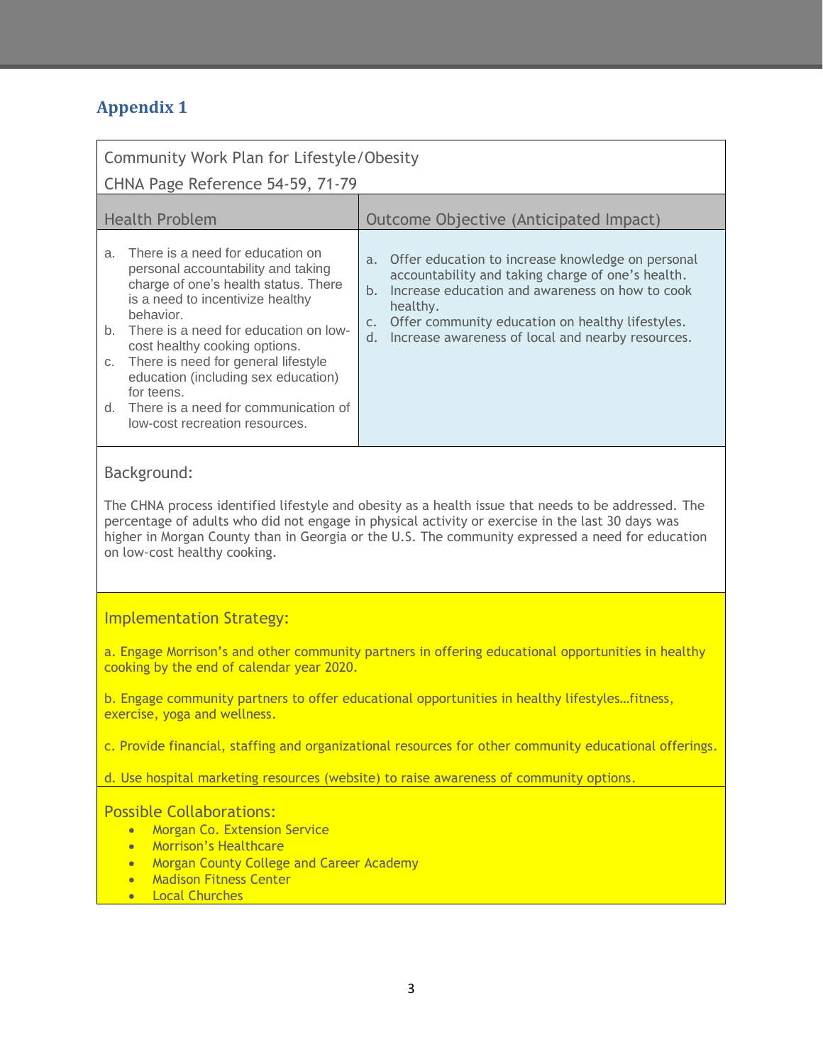## Appendix 1

Community Work Plan for Lifestyle/Obesity

CHNA Page Reference 54-59, 71-79

| Health Problem | Outcome Objective (Anticipated Impact) |
|---|---|
| a. There is a need for education on personal accountability and taking charge of one's health status. There is a need to incentivize healthy behavior.<br>b. There is a need for education on low-cost healthy cooking options.<br>c. There is need for general lifestyle education (including sex education) for teens.<br>d. There is a need for communication of low-cost recreation resources. | a. Offer education to increase knowledge on personal accountability and taking charge of one's health.<br>b. Increase education and awareness on how to cook healthy.<br>c. Offer community education on healthy lifestyles.<br>d. Increase awareness of local and nearby resources. |

Background:

The CHNA process identified lifestyle and obesity as a health issue that needs to be addressed. The percentage of adults who did not engage in physical activity or exercise in the last 30 days was higher in Morgan County than in Georgia or the U.S. The community expressed a need for education on low-cost healthy cooking.

Implementation Strategy:

a. Engage Morrison's and other community partners in offering educational opportunities in healthy cooking by the end of calendar year 2020.

b. Engage community partners to offer educational opportunities in healthy lifestyles…fitness, exercise, yoga and wellness.

c. Provide financial, staffing and organizational resources for other community educational offerings.

d. Use hospital marketing resources (website) to raise awareness of community options.

Possible Collaborations:

- Morgan Co. Extension Service
- Morrison's Healthcare
- Morgan County College and Career Academy
- Madison Fitness Center
- Local Churches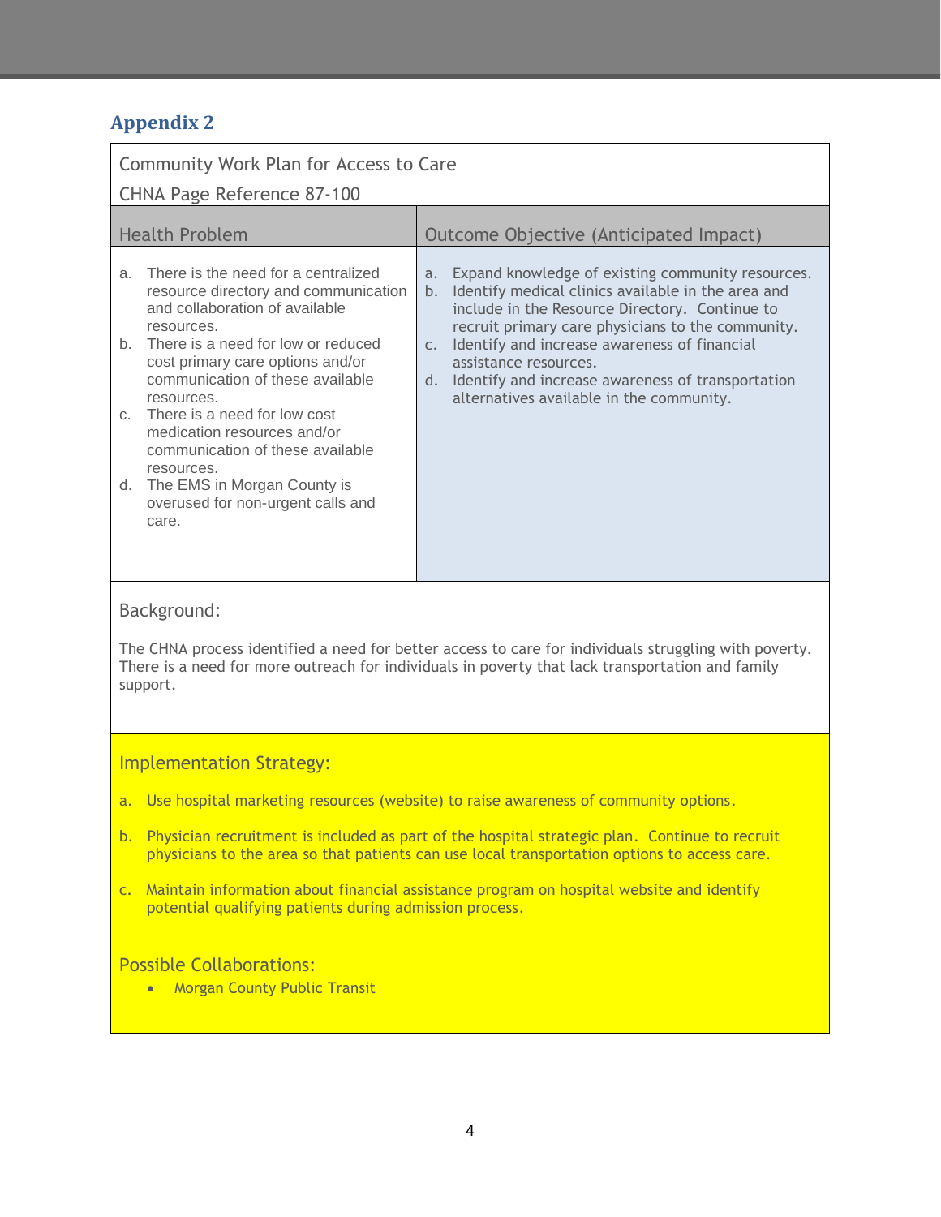## Appendix 2

Community Work Plan for Access to Care

CHNA Page Reference 87-100

| Health Problem | Outcome Objective (Anticipated Impact) |
|---|---|
| a. There is the need for a centralized resource directory and communication and collaboration of available resources.<br>b. There is a need for low or reduced cost primary care options and/or communication of these available resources.<br>c. There is a need for low cost medication resources and/or communication of these available resources.<br>d. The EMS in Morgan County is overused for non-urgent calls and care. | a. Expand knowledge of existing community resources.<br>b. Identify medical clinics available in the area and include in the Resource Directory. Continue to recruit primary care physicians to the community.<br>c. Identify and increase awareness of financial assistance resources.<br>d. Identify and increase awareness of transportation alternatives available in the community. |

Background:

The CHNA process identified a need for better access to care for individuals struggling with poverty. There is a need for more outreach for individuals in poverty that lack transportation and family support.

Implementation Strategy:

a. Use hospital marketing resources (website) to raise awareness of community options.

b. Physician recruitment is included as part of the hospital strategic plan. Continue to recruit physicians to the area so that patients can use local transportation options to access care.

c. Maintain information about financial assistance program on hospital website and identify potential qualifying patients during admission process.

Possible Collaborations:

- Morgan County Public Transit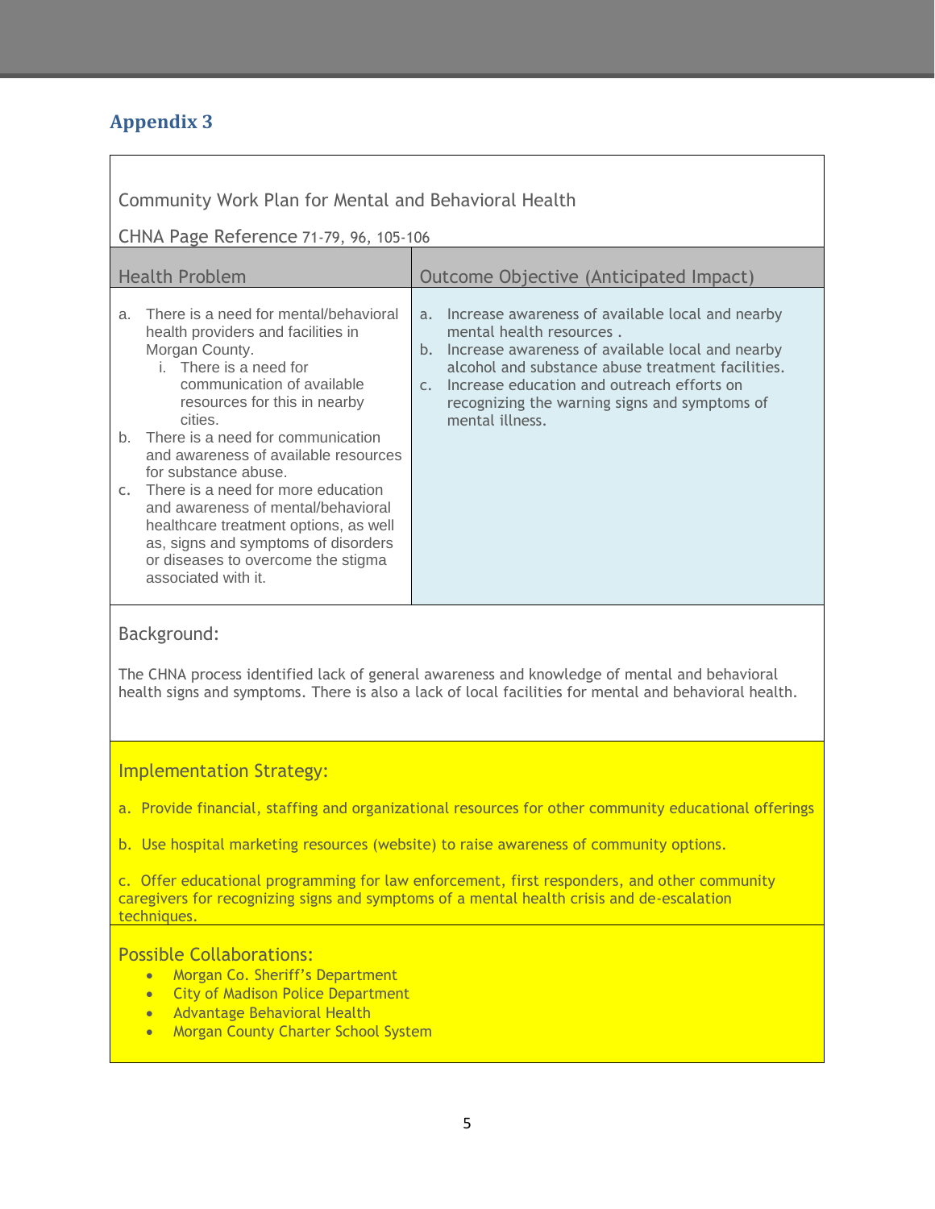## Appendix 3

Community Work Plan for Mental and Behavioral Health

CHNA Page Reference 71-79, 96, 105-106

| Health Problem | Outcome Objective (Anticipated Impact) |
| --- | --- |
| a. There is a need for mental/behavioral health providers and facilities in Morgan County.<br>i. There is a need for communication of available resources for this in nearby cities.<br>b. There is a need for communication and awareness of available resources for substance abuse.<br>c. There is a need for more education and awareness of mental/behavioral healthcare treatment options, as well as, signs and symptoms of disorders or diseases to overcome the stigma associated with it. | a. Increase awareness of available local and nearby mental health resources .<br>b. Increase awareness of available local and nearby alcohol and substance abuse treatment facilities.<br>c. Increase education and outreach efforts on recognizing the warning signs and symptoms of mental illness. |

Background:

The CHNA process identified lack of general awareness and knowledge of mental and behavioral health signs and symptoms. There is also a lack of local facilities for mental and behavioral health.

Implementation Strategy:

a. Provide financial, staffing and organizational resources for other community educational offerings

b. Use hospital marketing resources (website) to raise awareness of community options.

c. Offer educational programming for law enforcement, first responders, and other community caregivers for recognizing signs and symptoms of a mental health crisis and de-escalation techniques.

Possible Collaborations:

- Morgan Co. Sheriff's Department
- City of Madison Police Department
- Advantage Behavioral Health
- Morgan County Charter School System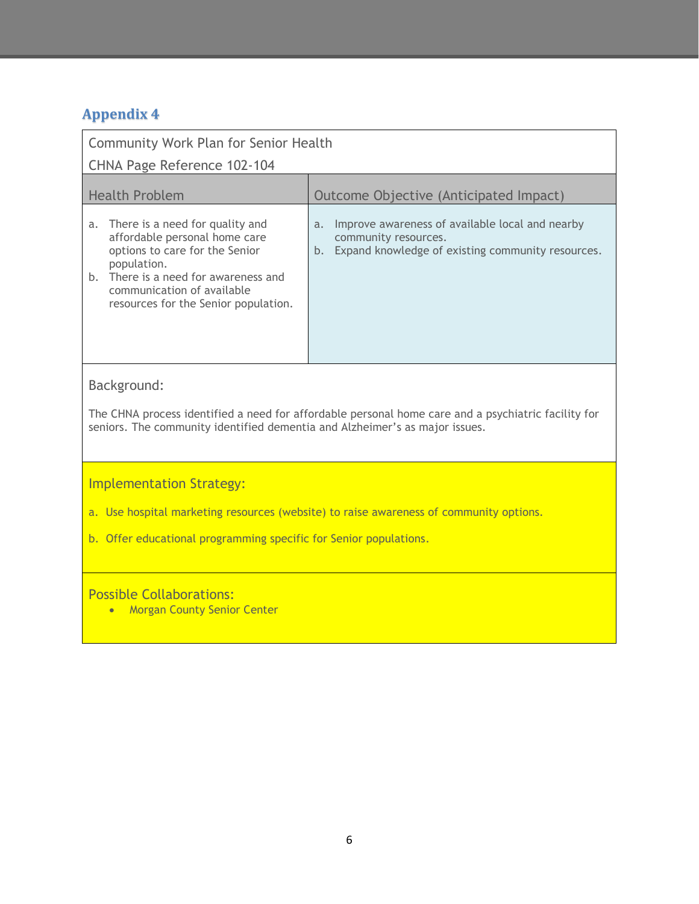## Appendix 4

Community Work Plan for Senior Health

CHNA Page Reference 102-104

| Health Problem | Outcome Objective (Anticipated Impact) |
|---|---|
| a. There is a need for quality and affordable personal home care options to care for the Senior population.<br>b. There is a need for awareness and communication of available resources for the Senior population. | a. Improve awareness of available local and nearby community resources.<br>b. Expand knowledge of existing community resources. |

Background:

The CHNA process identified a need for affordable personal home care and a psychiatric facility for seniors. The community identified dementia and Alzheimer's as major issues.

Implementation Strategy:

a. Use hospital marketing resources (website) to raise awareness of community options.

b. Offer educational programming specific for Senior populations.

Possible Collaborations:

- Morgan County Senior Center